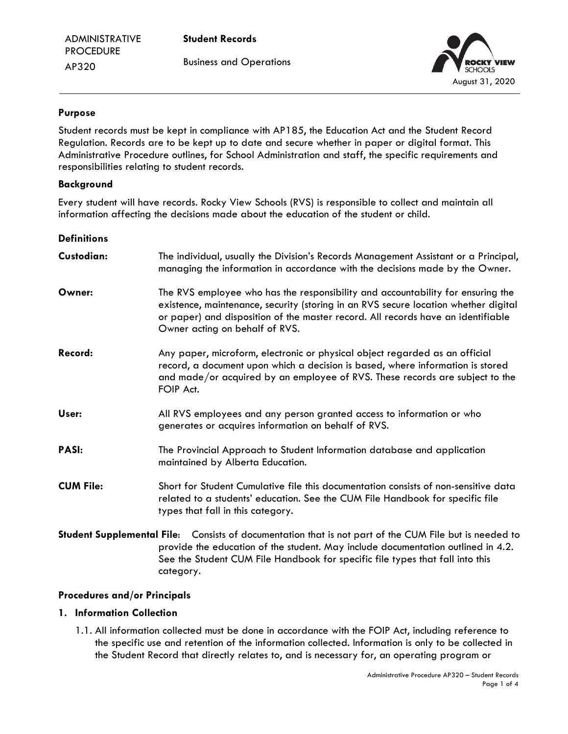ADMINISTRATIVE PROCEDURE AP320

# Student Records

Business and Operations

August 31, 2020

## Purpose

Student records must be kept in compliance with AP185, the Education Act and the Student Record Regulation. Records are to be kept up to date and secure whether in paper or digital format. This Administrative Procedure outlines, for School Administration and staff, the specific requirements and responsibilities relating to student records.

## Background

Every student will have records. Rocky View Schools (RVS) is responsible to collect and maintain all information affecting the decisions made about the education of the student or child.

## Definitions

**Custodian:** The individual, usually the Division's Records Management Assistant or a Principal, managing the information in accordance with the decisions made by the Owner.

**Owner:** The RVS employee who has the responsibility and accountability for ensuring the existence, maintenance, security (storing in an RVS secure location whether digital or paper) and disposition of the master record. All records have an identifiable Owner acting on behalf of RVS.

**Record:** Any paper, microform, electronic or physical object regarded as an official record, a document upon which a decision is based, where information is stored and made/or acquired by an employee of RVS. These records are subject to the FOIP Act.

**User:** All RVS employees and any person granted access to information or who generates or acquires information on behalf of RVS.

**PASI:** The Provincial Approach to Student Information database and application maintained by Alberta Education.

**CUM File:** Short for Student Cumulative file this documentation consists of non-sensitive data related to a students' education. See the CUM File Handbook for specific file types that fall in this category.

**Student Supplemental File:** Consists of documentation that is not part of the CUM File but is needed to provide the education of the student. May include documentation outlined in 4.2. See the Student CUM File Handbook for specific file types that fall into this category.

## Procedures and/or Principals

### 1. Information Collection

1.1. All information collected must be done in accordance with the FOIP Act, including reference to the specific use and retention of the information collected. Information is only to be collected in the Student Record that directly relates to, and is necessary for, an operating program or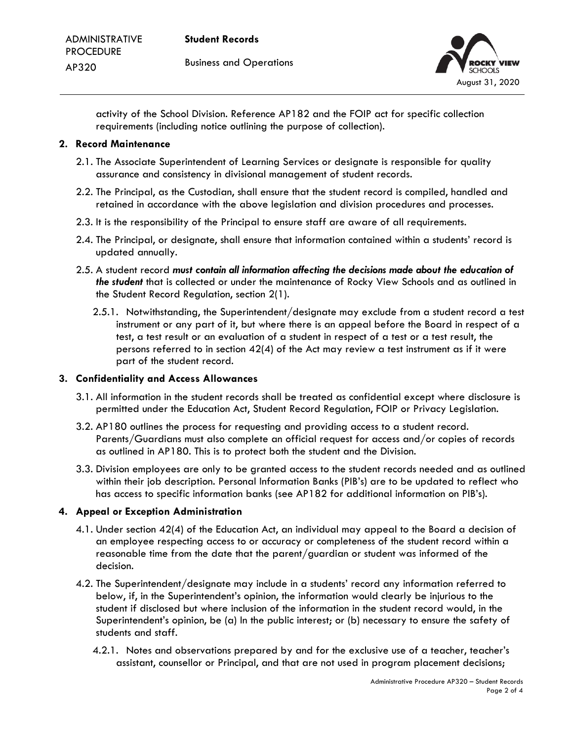activity of the School Division. Reference AP182 and the FOIP act for specific collection requirements (including notice outlining the purpose of collection).

## 2. Record Maintenance

2.1. The Associate Superintendent of Learning Services or designate is responsible for quality assurance and consistency in divisional management of student records.

2.2. The Principal, as the Custodian, shall ensure that the student record is compiled, handled and retained in accordance with the above legislation and division procedures and processes.

2.3. It is the responsibility of the Principal to ensure staff are aware of all requirements.

2.4. The Principal, or designate, shall ensure that information contained within a students' record is updated annually.

2.5. A student record ***must contain all information affecting the decisions made about the education of the student*** that is collected or under the maintenance of Rocky View Schools and as outlined in the Student Record Regulation, section 2(1).

2.5.1. Notwithstanding, the Superintendent/designate may exclude from a student record a test instrument or any part of it, but where there is an appeal before the Board in respect of a test, a test result or an evaluation of a student in respect of a test or a test result, the persons referred to in section 42(4) of the Act may review a test instrument as if it were part of the student record.

## 3. Confidentiality and Access Allowances

3.1. All information in the student records shall be treated as confidential except where disclosure is permitted under the Education Act, Student Record Regulation, FOIP or Privacy Legislation.

3.2. AP180 outlines the process for requesting and providing access to a student record. Parents/Guardians must also complete an official request for access and/or copies of records as outlined in AP180. This is to protect both the student and the Division.

3.3. Division employees are only to be granted access to the student records needed and as outlined within their job description. Personal Information Banks (PIB's) are to be updated to reflect who has access to specific information banks (see AP182 for additional information on PIB's).

## 4. Appeal or Exception Administration

4.1. Under section 42(4) of the Education Act, an individual may appeal to the Board a decision of an employee respecting access to or accuracy or completeness of the student record within a reasonable time from the date that the parent/guardian or student was informed of the decision.

4.2. The Superintendent/designate may include in a students' record any information referred to below, if, in the Superintendent's opinion, the information would clearly be injurious to the student if disclosed but where inclusion of the information in the student record would, in the Superintendent's opinion, be (a) In the public interest; or (b) necessary to ensure the safety of students and staff.

4.2.1. Notes and observations prepared by and for the exclusive use of a teacher, teacher's assistant, counsellor or Principal, and that are not used in program placement decisions;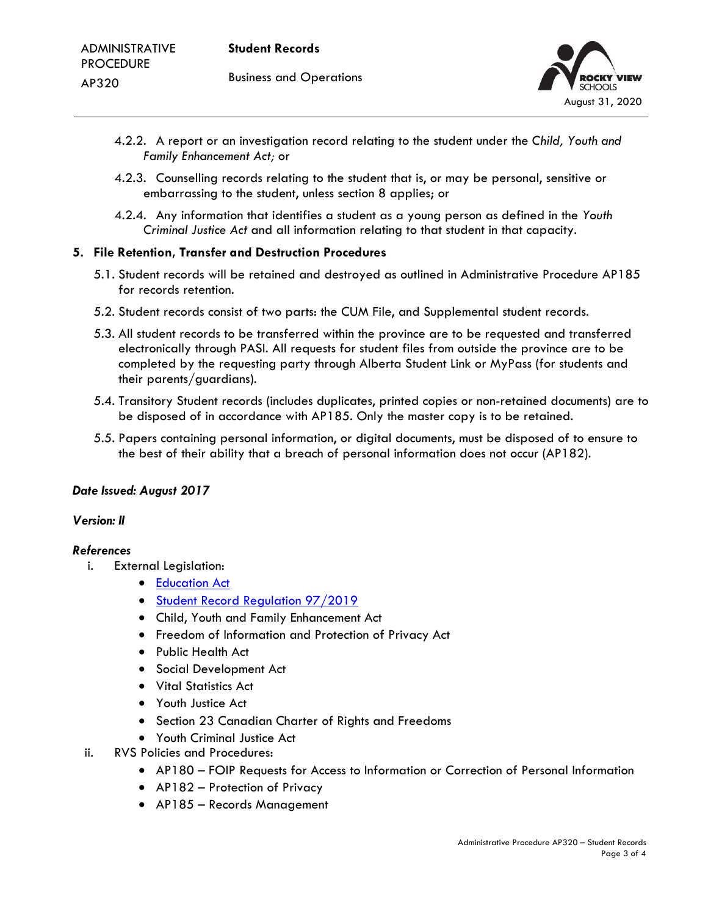4.2.2. A report or an investigation record relating to the student under the *Child, Youth and Family Enhancement Act;* or

4.2.3. Counselling records relating to the student that is, or may be personal, sensitive or embarrassing to the student, unless section 8 applies; or

4.2.4. Any information that identifies a student as a young person as defined in the *Youth Criminal Justice Act* and all information relating to that student in that capacity.

## 5. File Retention, Transfer and Destruction Procedures

5.1. Student records will be retained and destroyed as outlined in Administrative Procedure AP185 for records retention.

5.2. Student records consist of two parts: the CUM File, and Supplemental student records.

5.3. All student records to be transferred within the province are to be requested and transferred electronically through PASI. All requests for student files from outside the province are to be completed by the requesting party through Alberta Student Link or MyPass (for students and their parents/guardians).

5.4. Transitory Student records (includes duplicates, printed copies or non-retained documents) are to be disposed of in accordance with AP185. Only the master copy is to be retained.

5.5. Papers containing personal information, or digital documents, must be disposed of to ensure to the best of their ability that a breach of personal information does not occur (AP182).

***Date Issued: August 2017***

***Version: II***

***References***

i. External Legislation:
   - Education Act
   - Student Record Regulation 97/2019
   - Child, Youth and Family Enhancement Act
   - Freedom of Information and Protection of Privacy Act
   - Public Health Act
   - Social Development Act
   - Vital Statistics Act
   - Youth Justice Act
   - Section 23 Canadian Charter of Rights and Freedoms
   - Youth Criminal Justice Act

ii. RVS Policies and Procedures:
   - AP180 – FOIP Requests for Access to Information or Correction of Personal Information
   - AP182 – Protection of Privacy
   - AP185 – Records Management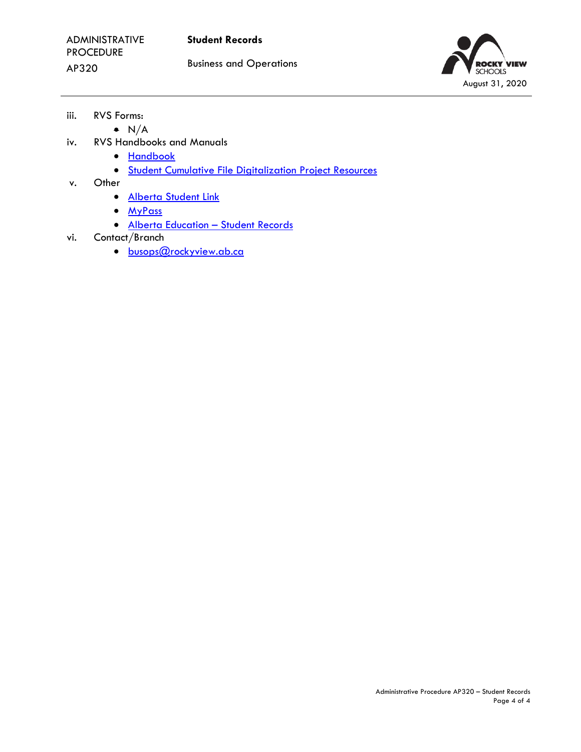iii. RVS Forms:
   - N/A

iv. RVS Handbooks and Manuals
   - Handbook
   - Student Cumulative File Digitalization Project Resources

v. Other
   - Alberta Student Link
   - MyPass
   - Alberta Education – Student Records

vi. Contact/Branch
   - busops@rockyview.ab.ca